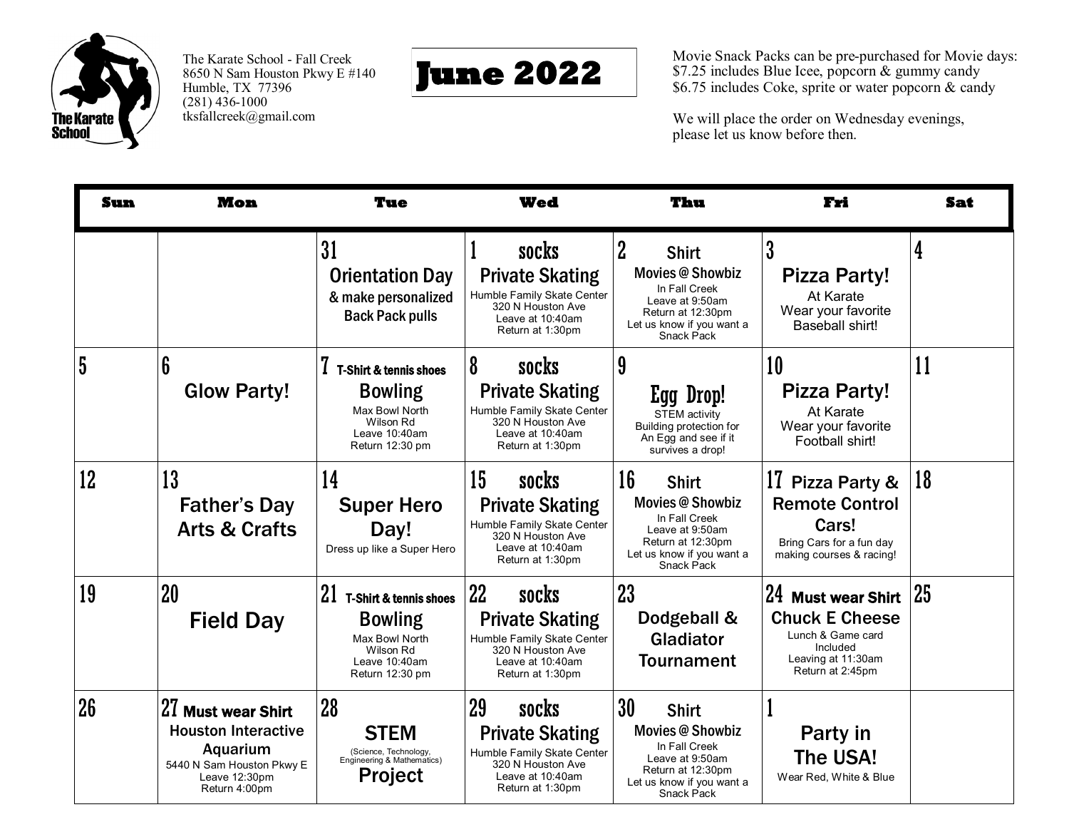The Karate School - Fall Creek
8650 N Sam Houston Pkwy E #140
Humble, TX 77396
(281) 436-1000
tksfallcreek@gmail.com

# June 2022

Movie Snack Packs can be pre-purchased for Movie days:
$7.25 includes Blue Icee, popcorn & gummy candy
$6.75 includes Coke, sprite or water popcorn & candy

We will place the order on Wednesday evenings, please let us know before then.

| Sun | Mon | Tue | Wed | Thu | Fri | Sat |
|---|---|---|---|---|---|---|
| | | 31 **Orientation Day** & make personalized Back Pack pulls | 1 socks **Private Skating** Humble Family Skate Center 320 N Houston Ave Leave at 10:40am Return at 1:30pm | 2 Shirt **Movies @ Showbiz** In Fall Creek Leave at 9:50am Return at 12:30pm Let us know if you want a Snack Pack | 3 **Pizza Party!** At Karate Wear your favorite Baseball shirt! | 4 |
| 5 | 6 **Glow Party!** | 7 T-Shirt & tennis shoes **Bowling** Max Bowl North Wilson Rd Leave 10:40am Return 12:30 pm | 8 socks **Private Skating** Humble Family Skate Center 320 N Houston Ave Leave at 10:40am Return at 1:30pm | 9 **Egg Drop!** STEM activity Building protection for An Egg and see if it survives a drop! | 10 **Pizza Party!** At Karate Wear your favorite Football shirt! | 11 |
| 12 | 13 **Father's Day Arts & Crafts** | 14 **Super Hero Day!** Dress up like a Super Hero | 15 socks **Private Skating** Humble Family Skate Center 320 N Houston Ave Leave at 10:40am Return at 1:30pm | 16 Shirt **Movies @ Showbiz** In Fall Creek Leave at 9:50am Return at 12:30pm Let us know if you want a Snack Pack | 17 **Pizza Party & Remote Control Cars!** Bring Cars for a fun day making courses & racing! | 18 |
| 19 | 20 **Field Day** | 21 T-Shirt & tennis shoes **Bowling** Max Bowl North Wilson Rd Leave 10:40am Return 12:30 pm | 22 socks **Private Skating** Humble Family Skate Center 320 N Houston Ave Leave at 10:40am Return at 1:30pm | 23 **Dodgeball & Gladiator Tournament** | 24 **Must wear Shirt** **Chuck E Cheese** Lunch & Game card Included Leaving at 11:30am Return at 2:45pm | 25 |
| 26 | 27 **Must wear Shirt** **Houston Interactive Aquarium** 5440 N Sam Houston Pkwy E Leave 12:30pm Return 4:00pm | 28 **STEM** (Science, Technology, Engineering & Mathematics) **Project** | 29 socks **Private Skating** Humble Family Skate Center 320 N Houston Ave Leave at 10:40am Return at 1:30pm | 30 Shirt **Movies @ Showbiz** In Fall Creek Leave at 9:50am Return at 12:30pm Let us know if you want a Snack Pack | 1 **Party in The USA!** Wear Red, White & Blue | |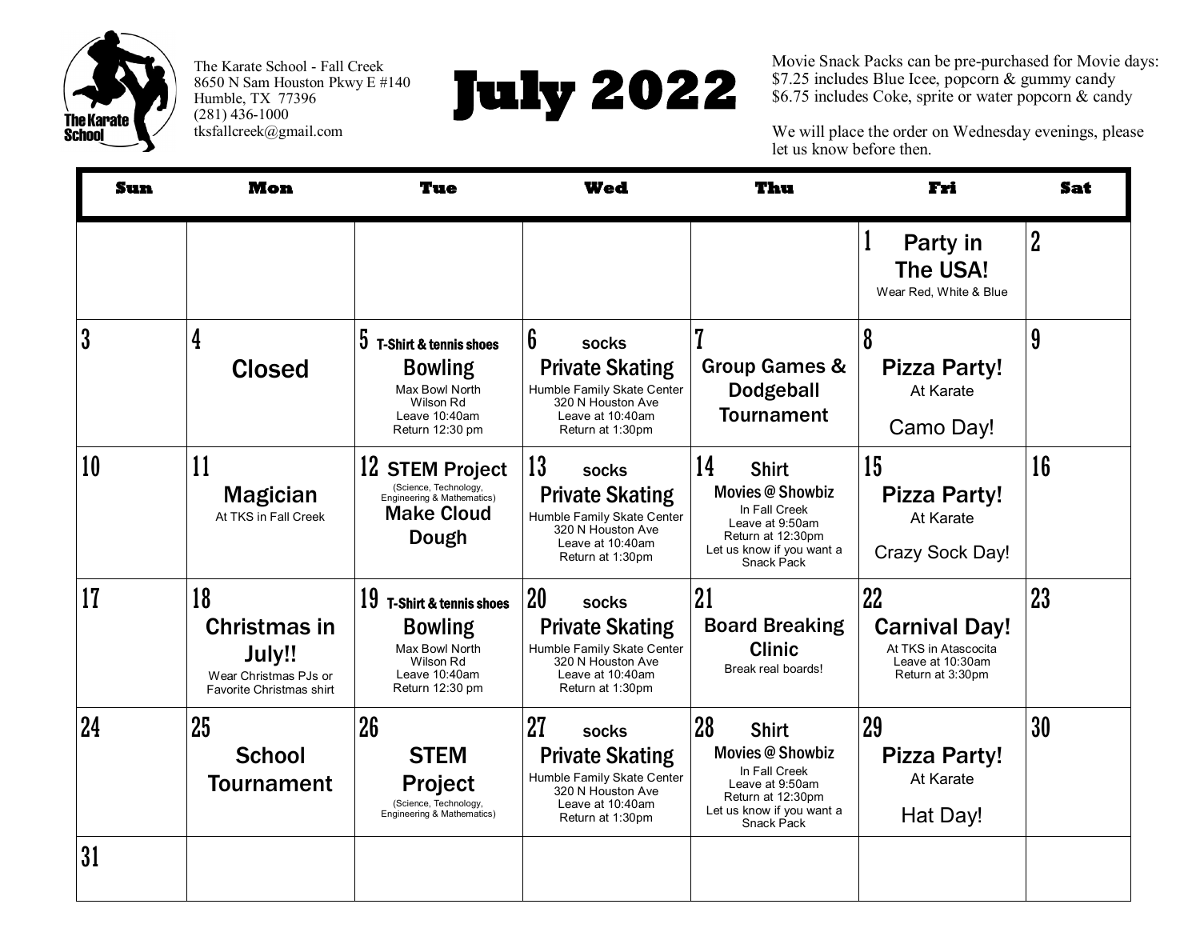The Karate School - Fall Creek
8650 N Sam Houston Pkwy E #140
Humble, TX 77396
(281) 436-1000
tksfallcreek@gmail.com

# July 2022

Movie Snack Packs can be pre-purchased for Movie days:
$7.25 includes Blue Icee, popcorn & gummy candy
$6.75 includes Coke, sprite or water popcorn & candy

We will place the order on Wednesday evenings, please let us know before then.

| Sun | Mon | Tue | Wed | Thu | Fri | Sat |
|---|---|---|---|---|---|---|
| | | | | | 1 **Party in The USA!** Wear Red, White & Blue | 2 |
| 3 | 4 **Closed** | 5 T-Shirt & tennis shoes **Bowling** Max Bowl North Wilson Rd Leave 10:40am Return 12:30 pm | 6 socks **Private Skating** Humble Family Skate Center 320 N Houston Ave Leave at 10:40am Return at 1:30pm | 7 **Group Games & Dodgeball Tournament** | 8 **Pizza Party!** At Karate Camo Day! | 9 |
| 10 | 11 **Magician** At TKS in Fall Creek | 12 **STEM Project** (Science, Technology, Engineering & Mathematics) **Make Cloud Dough** | 13 socks **Private Skating** Humble Family Skate Center 320 N Houston Ave Leave at 10:40am Return at 1:30pm | 14 Shirt **Movies @ Showbiz** In Fall Creek Leave at 9:50am Return at 12:30pm Let us know if you want a Snack Pack | 15 **Pizza Party!** At Karate Crazy Sock Day! | 16 |
| 17 | 18 **Christmas in July!!** Wear Christmas PJs or Favorite Christmas shirt | 19 T-Shirt & tennis shoes **Bowling** Max Bowl North Wilson Rd Leave 10:40am Return 12:30 pm | 20 socks **Private Skating** Humble Family Skate Center 320 N Houston Ave Leave at 10:40am Return at 1:30pm | 21 **Board Breaking Clinic** Break real boards! | 22 **Carnival Day!** At TKS in Atascocita Leave at 10:30am Return at 3:30pm | 23 |
| 24 | 25 **School Tournament** | 26 **STEM Project** (Science, Technology, Engineering & Mathematics) | 27 socks **Private Skating** Humble Family Skate Center 320 N Houston Ave Leave at 10:40am Return at 1:30pm | 28 Shirt **Movies @ Showbiz** In Fall Creek Leave at 9:50am Return at 12:30pm Let us know if you want a Snack Pack | 29 **Pizza Party!** At Karate Hat Day! | 30 |
| 31 | | | | | | |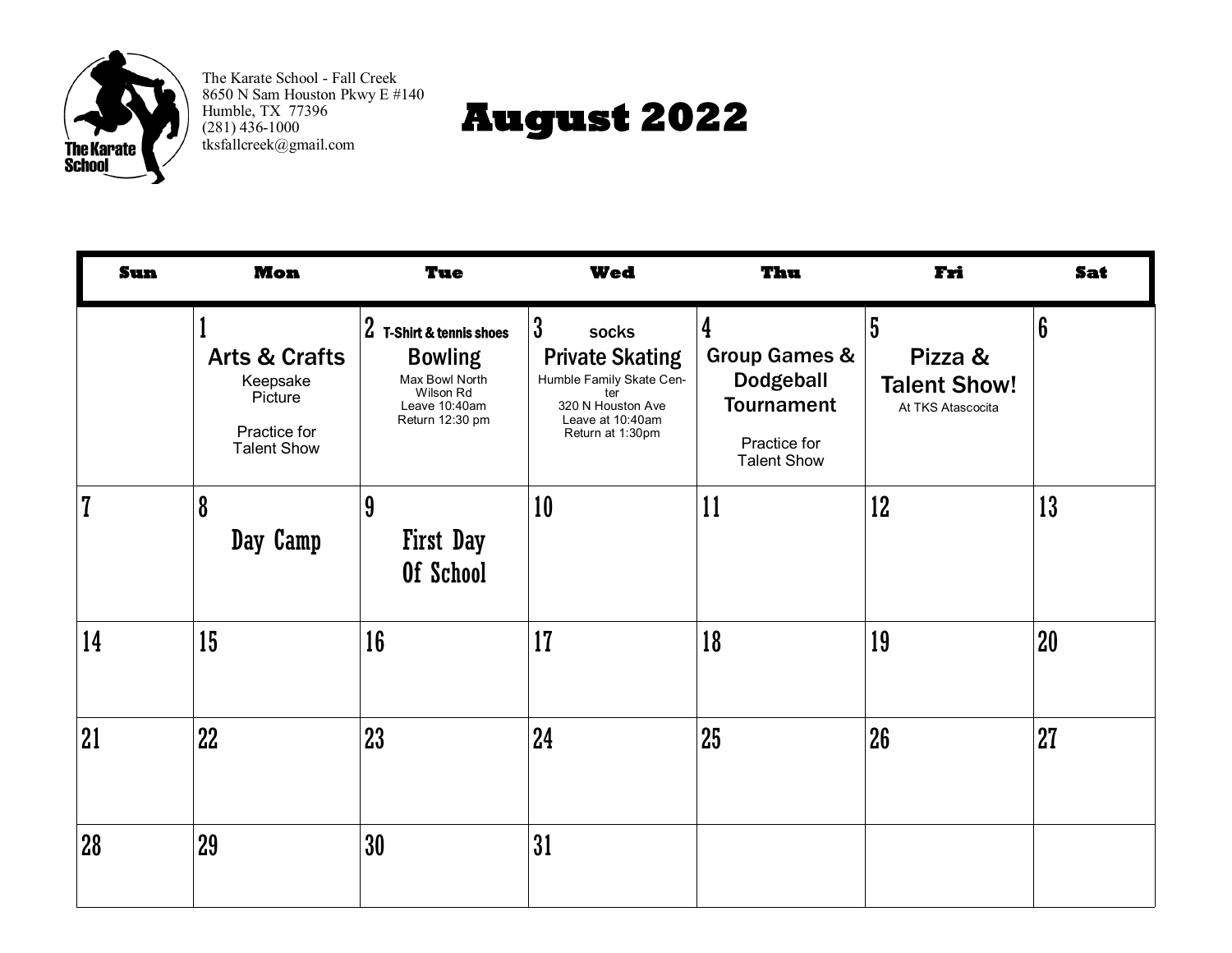The Karate School - Fall Creek
8650 N Sam Houston Pkwy E #140
Humble, TX 77396
(281) 436-1000
tksfallcreek@gmail.com

# August 2022

| Sun | Mon | Tue | Wed | Thu | Fri | Sat |
| --- | --- | --- | --- | --- | --- | --- |
| | 1 Arts & Crafts Keepsake Picture Practice for Talent Show | 2 T-Shirt & tennis shoes Bowling Max Bowl North Wilson Rd Leave 10:40am Return 12:30 pm | 3 socks Private Skating Humble Family Skate Center 320 N Houston Ave Leave at 10:40am Return at 1:30pm | 4 Group Games & Dodgeball Tournament Practice for Talent Show | 5 Pizza & Talent Show! At TKS Atascocita | 6 |
| 7 | 8 Day Camp | 9 First Day Of School | 10 | 11 | 12 | 13 |
| 14 | 15 | 16 | 17 | 18 | 19 | 20 |
| 21 | 22 | 23 | 24 | 25 | 26 | 27 |
| 28 | 29 | 30 | 31 | | | |